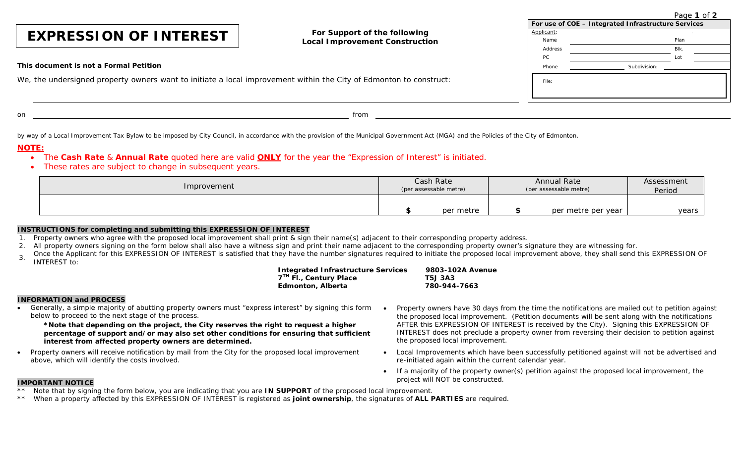# EXPRESSION OF INTEREST

**For Support of the following Local Improvement Construction**

| For use of COE – Integrated Infrastructure Services | | | |
|---|---|---|---|
| Applicant: | | | |
| Name | | Plan | |
| Address | | Blk. | |
| PC | | Lot | |
| Phone | | Subdivision: | |
| File: | | | |

**This document is not a Formal Petition**

We, the undersigned property owners want to initiate a local improvement within the City of Edmonton to construct: ______________________

on ______________________ from ______________________

by way of a Local Improvement Tax Bylaw to be imposed by City Council, in accordance with the provision of the Municipal Government Act (MGA) and the Policies of the City of Edmonton.

**NOTE:**

- The **Cash Rate** & **Annual Rate** quoted here are valid **ONLY** for the year the "Expression of Interest" is initiated.
- These rates are subject to change in subsequent years.

| Improvement | Cash Rate (per assessable metre) | Annual Rate (per assessable metre) | Assessment Period |
|---|---|---|---|
| | $ per metre | $ per metre per year | years |

**INSTRUCTIONS for completing and submitting this EXPRESSION OF INTEREST**

1. Property owners who agree with the proposed local improvement shall print & sign their name(s) adjacent to their corresponding property address.
2. All property owners signing on the form below shall also have a witness sign and print their name adjacent to the corresponding property owner's signature they are witnessing for.
3. Once the Applicant for this EXPRESSION OF INTEREST is satisfied that they have the number signatures required to initiate the proposed local improvement above, they shall send this EXPRESSION OF INTEREST to:

**Integrated Infrastructure Services**
**7TH Fl., Century Place**
**Edmonton, Alberta**
**9803-102A Avenue**
**T5J 3A3**
**780-944-7663**

**INFORMATION and PROCESS**

- Generally, a simple majority of abutting property owners must "express interest" by signing this form below to proceed to the next stage of the process.

  **\*Note that depending on the project, the City reserves the right to request a higher percentage of support and/or may also set other conditions for ensuring that sufficient interest from affected property owners are determined.**

- Property owners will receive notification by mail from the City for the proposed local improvement above, which will identify the costs involved.
- Property owners have 30 days from the time the notifications are mailed out to petition against the proposed local improvement. (Petition documents will be sent along with the notifications AFTER this EXPRESSION OF INTEREST is received by the City). Signing this EXPRESSION OF INTEREST does not preclude a property owner from reversing their decision to petition against the proposed local improvement.
- Local Improvements which have been successfully petitioned against will not be advertised and re-initiated again within the current calendar year.
- If a majority of the property owner(s) petition against the proposed local improvement, the project will NOT be constructed.

**IMPORTANT NOTICE**

\*\* Note that by signing the form below, you are indicating that you are **IN SUPPORT** of the proposed local improvement.

\*\* When a property affected by this EXPRESSION OF INTEREST is registered as **joint ownership**, the signatures of **ALL PARTIES** are required.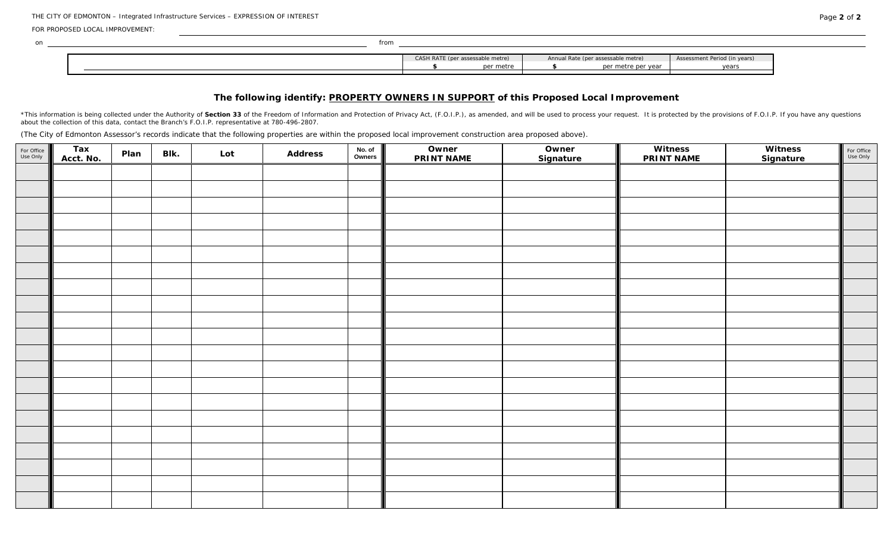THE CITY OF EDMONTON – Integrated Infrastructure Services – EXPRESSION OF INTEREST

FOR PROPOSED LOCAL IMPROVEMENT: ______________________________

on ______________________________ from ______________________________

| | CASH RATE (per assessable metre) | Annual Rate (per assessable metre) | Assessment Period (in years) |
|---|---|---|---|
| | $ per metre | $ per metre per year | years |

## The following identify: **PROPERTY OWNERS IN SUPPORT** of this Proposed Local Improvement

*This information is being collected under the Authority of **Section 33** of the Freedom of Information and Protection of Privacy Act, (F.O.I.P.), as amended, and will be used to process your request. It is protected by the provisions of F.O.I.P. If you have any questions about the collection of this data, contact the Branch's F.O.I.P. representative at 780-496-2807.

(The City of Edmonton Assessor's records indicate that the following properties are within the proposed local improvement construction area proposed above).

| For Office Use Only | Tax Acct. No. | Plan | Blk. | Lot | Address | No. of Owners | Owner PRINT NAME | Owner Signature | Witness PRINT NAME | Witness Signature | For Office Use Only |
|---|---|---|---|---|---|---|---|---|---|---|---|
| | | | | | | | | | | | |
| | | | | | | | | | | | |
| | | | | | | | | | | | |
| | | | | | | | | | | | |
| | | | | | | | | | | | |
| | | | | | | | | | | | |
| | | | | | | | | | | | |
| | | | | | | | | | | | |
| | | | | | | | | | | | |
| | | | | | | | | | | | |
| | | | | | | | | | | | |
| | | | | | | | | | | | |
| | | | | | | | | | | | |
| | | | | | | | | | | | |
| | | | | | | | | | | | |
| | | | | | | | | | | | |
| | | | | | | | | | | | |
| | | | | | | | | | | | |
| | | | | | | | | | | | |
| | | | | | | | | | | | |
| | | | | | | | | | | | |